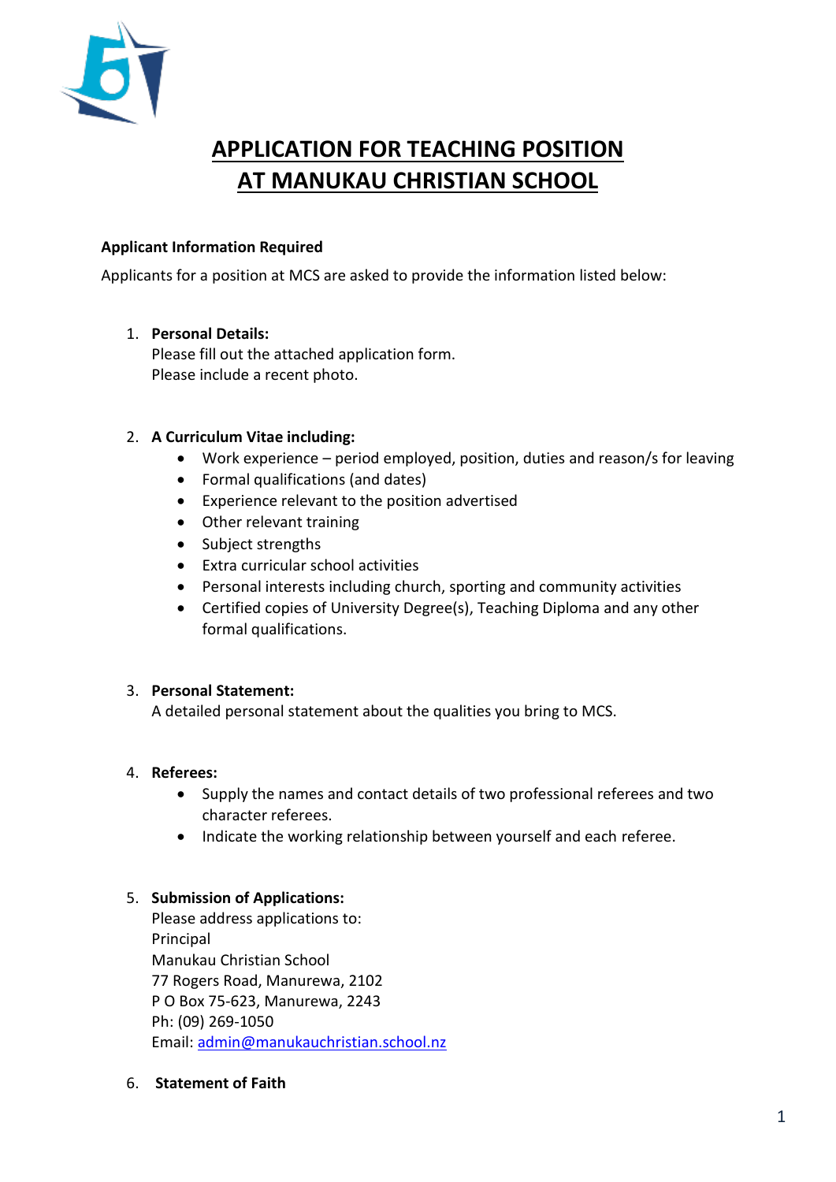# APPLICATION FOR TEACHING POSITION AT MANUKAU CHRISTIAN SCHOOL

**Applicant Information Required**

Applicants for a position at MCS are asked to provide the information listed below:

1. **Personal Details:**
   Please fill out the attached application form.
   Please include a recent photo.

2. **A Curriculum Vitae including:**
   - Work experience – period employed, position, duties and reason/s for leaving
   - Formal qualifications (and dates)
   - Experience relevant to the position advertised
   - Other relevant training
   - Subject strengths
   - Extra curricular school activities
   - Personal interests including church, sporting and community activities
   - Certified copies of University Degree(s), Teaching Diploma and any other formal qualifications.

3. **Personal Statement:**
   A detailed personal statement about the qualities you bring to MCS.

4. **Referees:**
   - Supply the names and contact details of two professional referees and two character referees.
   - Indicate the working relationship between yourself and each referee.

5. **Submission of Applications:**
   Please address applications to:
   Principal
   Manukau Christian School
   77 Rogers Road, Manurewa, 2102
   P O Box 75-623, Manurewa, 2243
   Ph: (09) 269-1050
   Email: admin@manukauchristian.school.nz

6. **Statement of Faith**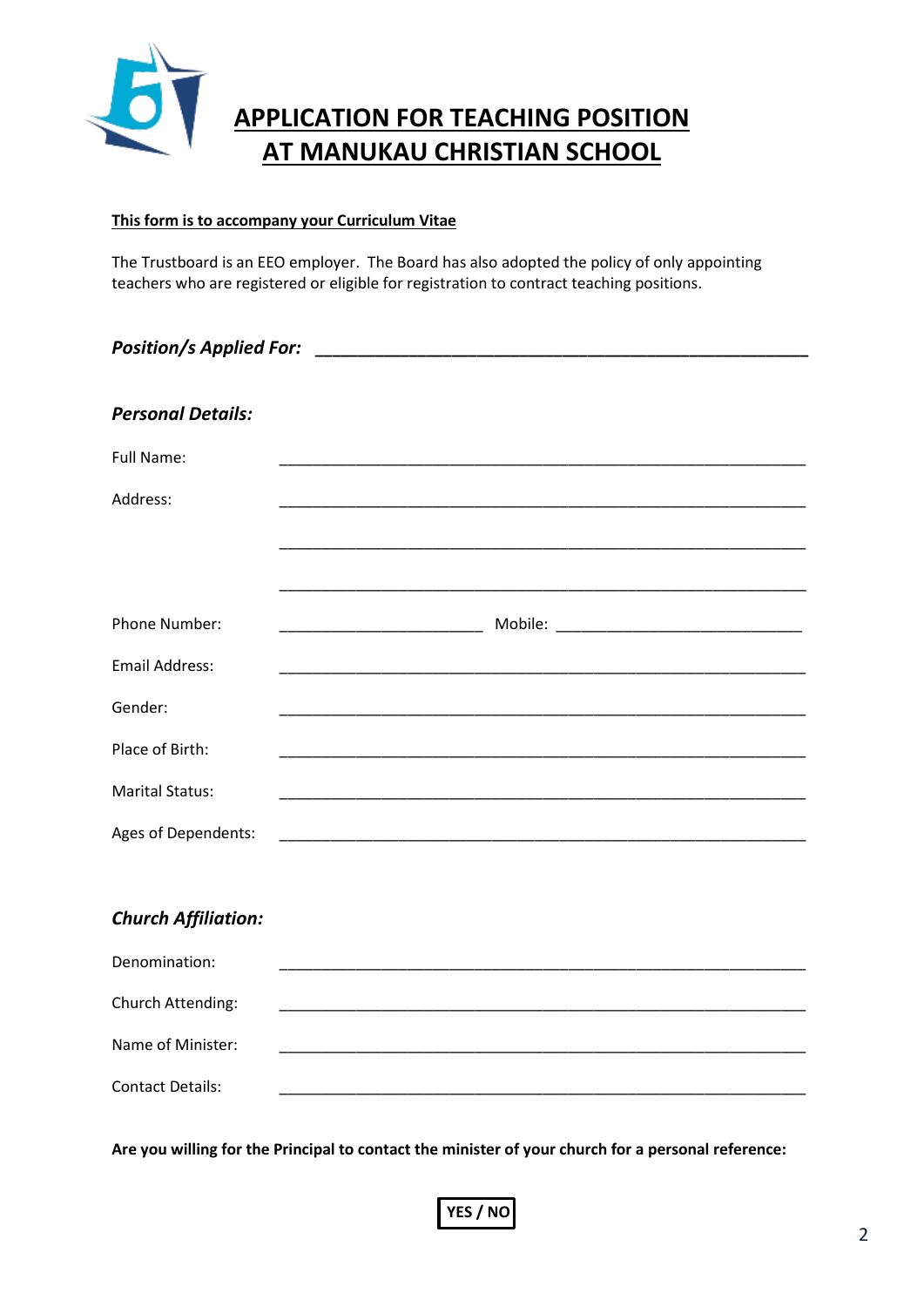# APPLICATION FOR TEACHING POSITION AT MANUKAU CHRISTIAN SCHOOL

**This form is to accompany your Curriculum Vitae**

The Trustboard is an EEO employer. The Board has also adopted the policy of only appointing teachers who are registered or eligible for registration to contract teaching positions.

***Position/s Applied For:*** ______________________________________________________

***Personal Details:***

Full Name: ______________________________________________________

Address: ______________________________________________________

______________________________________________________

______________________________________________________

Phone Number: ________________________ Mobile: ____________________________

Email Address: ______________________________________________________

Gender: ______________________________________________________

Place of Birth: ______________________________________________________

Marital Status: ______________________________________________________

Ages of Dependents: ______________________________________________________

***Church Affiliation:***

Denomination: ______________________________________________________

Church Attending: ______________________________________________________

Name of Minister: ______________________________________________________

Contact Details: ______________________________________________________

**Are you willing for the Principal to contact the minister of your church for a personal reference:**

**YES / NO**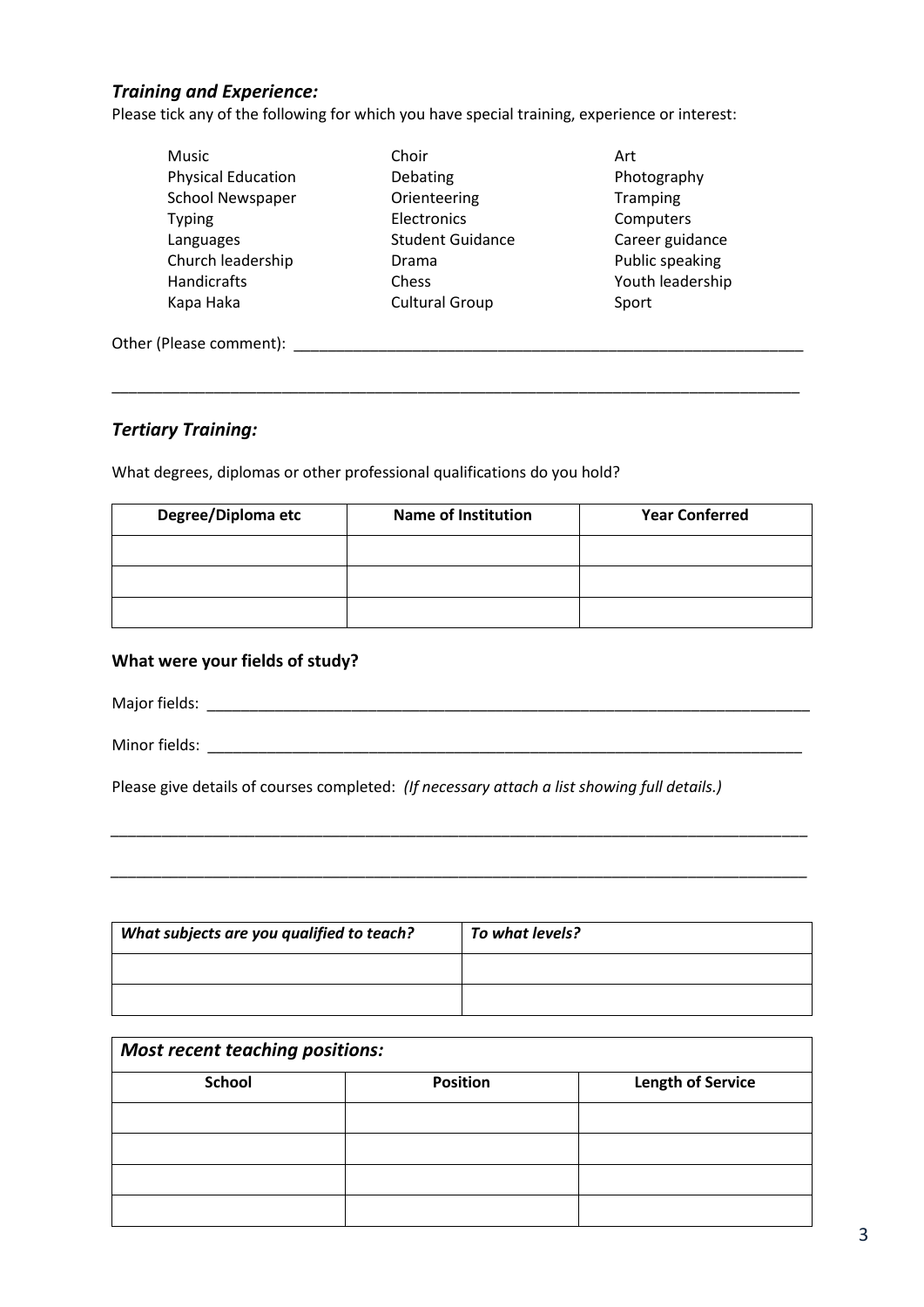### *Training and Experience:*

Please tick any of the following for which you have special training, experience or interest:

| | | |
|---|---|---|
| Music | Choir | Art |
| Physical Education | Debating | Photography |
| School Newspaper | Orienteering | Tramping |
| Typing | Electronics | Computers |
| Languages | Student Guidance | Career guidance |
| Church leadership | Drama | Public speaking |
| Handicrafts | Chess | Youth leadership |
| Kapa Haka | Cultural Group | Sport |

Other (Please comment): ___________________________________________________________

_________________________________________________________________________________

### *Tertiary Training:*

What degrees, diplomas or other professional qualifications do you hold?

| Degree/Diploma etc | Name of Institution | Year Conferred |
|---|---|---|
| | | |
| | | |
| | | |

**What were your fields of study?**

Major fields: ____________________________________________________________________

Minor fields: ____________________________________________________________________

Please give details of courses completed: *(If necessary attach a list showing full details.)*

_________________________________________________________________________________

_________________________________________________________________________________

| *What subjects are you qualified to teach?* | *To what levels?* |
|---|---|
| | |
| | |

| *Most recent teaching positions:* | | |
|---|---|---|
| **School** | **Position** | **Length of Service** |
| | | |
| | | |
| | | |
| | | |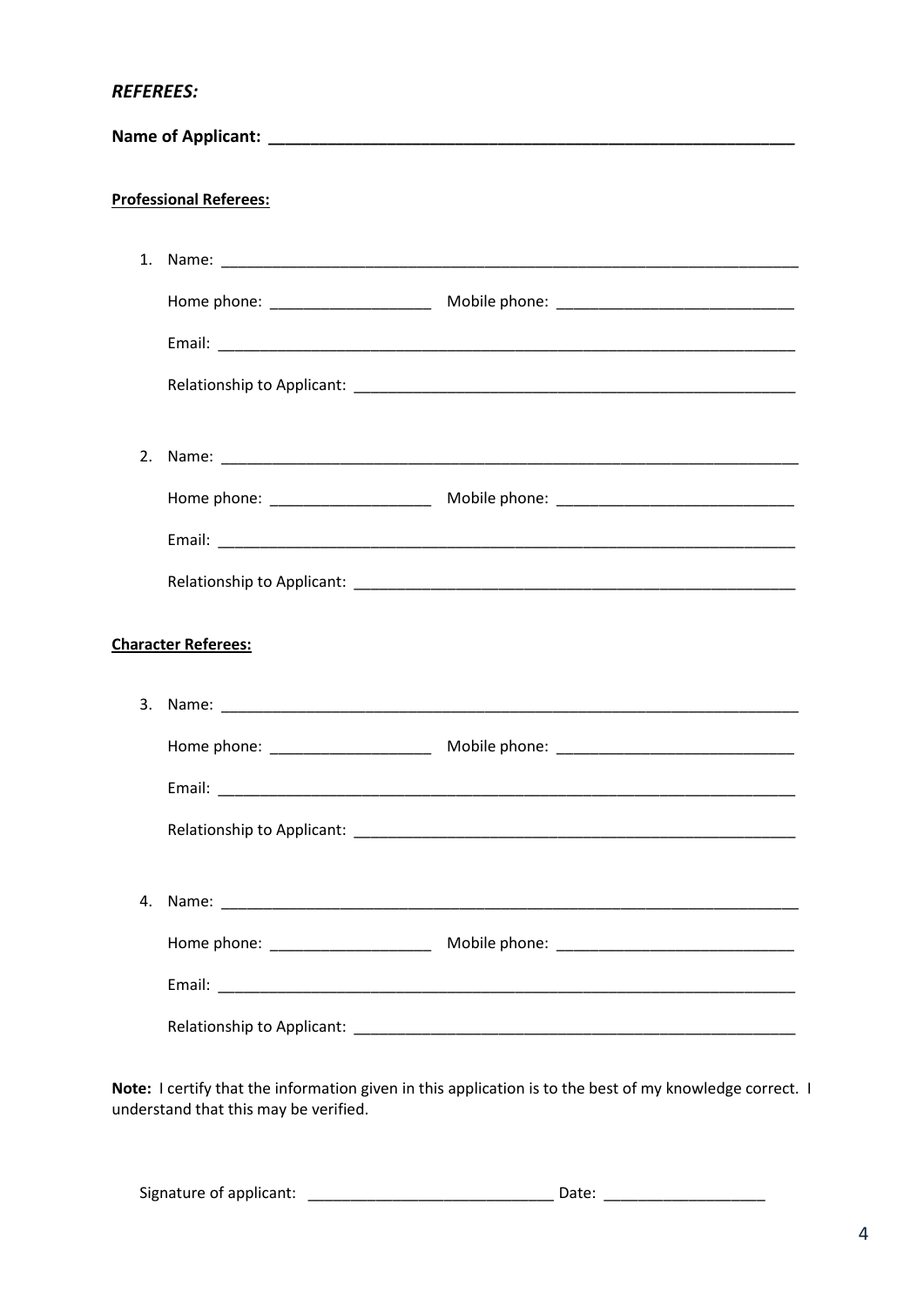***REFEREES:***

**Name of Applicant: ______________________________________________________**

**Professional Referees:**

1. Name: ______________________________________________________________________

   Home phone: ___________________ Mobile phone: ____________________________

   Email: _______________________________________________________________________

   Relationship to Applicant: ______________________________________________________

2. Name: ______________________________________________________________________

   Home phone: ___________________ Mobile phone: ____________________________

   Email: _______________________________________________________________________

   Relationship to Applicant: ______________________________________________________

**Character Referees:**

3. Name: ______________________________________________________________________

   Home phone: ___________________ Mobile phone: ____________________________

   Email: _______________________________________________________________________

   Relationship to Applicant: ______________________________________________________

4. Name: ______________________________________________________________________

   Home phone: ___________________ Mobile phone: ____________________________

   Email: _______________________________________________________________________

   Relationship to Applicant: ______________________________________________________

**Note:** I certify that the information given in this application is to the best of my knowledge correct. I understand that this may be verified.

Signature of applicant: _____________________________ Date: ___________________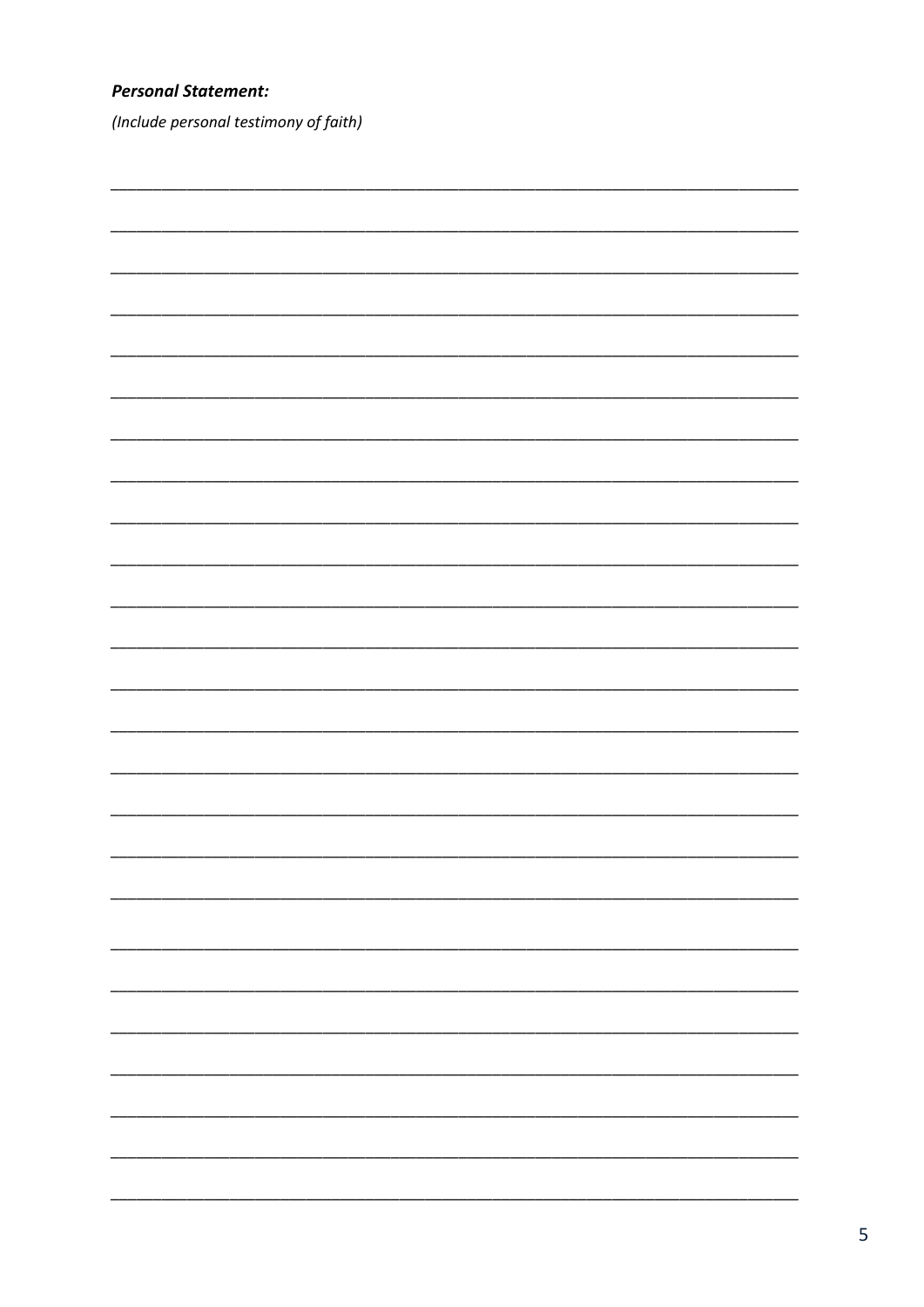**Personal Statement:**

*(Include personal testimony of faith)*

___________________________________________________________________________

___________________________________________________________________________

___________________________________________________________________________

___________________________________________________________________________

___________________________________________________________________________

___________________________________________________________________________

___________________________________________________________________________

___________________________________________________________________________

___________________________________________________________________________

___________________________________________________________________________

___________________________________________________________________________

___________________________________________________________________________

___________________________________________________________________________

___________________________________________________________________________

___________________________________________________________________________

___________________________________________________________________________

___________________________________________________________________________

___________________________________________________________________________

___________________________________________________________________________

___________________________________________________________________________

___________________________________________________________________________

___________________________________________________________________________

___________________________________________________________________________

___________________________________________________________________________

___________________________________________________________________________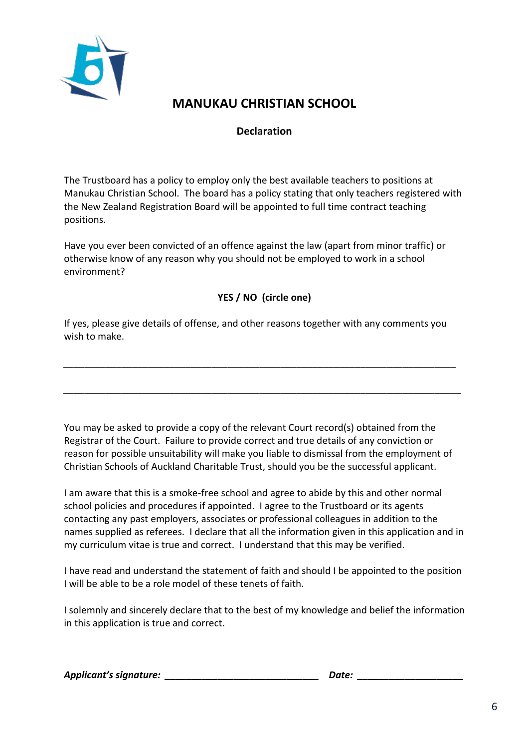# MANUKAU CHRISTIAN SCHOOL

## Declaration

The Trustboard has a policy to employ only the best available teachers to positions at Manukau Christian School. The board has a policy stating that only teachers registered with the New Zealand Registration Board will be appointed to full time contract teaching positions.

Have you ever been convicted of an offence against the law (apart from minor traffic) or otherwise know of any reason why you should not be employed to work in a school environment?

**YES / NO (circle one)**

If yes, please give details of offense, and other reasons together with any comments you wish to make.

_______________________________________________________________________________

_______________________________________________________________________________

You may be asked to provide a copy of the relevant Court record(s) obtained from the Registrar of the Court. Failure to provide correct and true details of any conviction or reason for possible unsuitability will make you liable to dismissal from the employment of Christian Schools of Auckland Charitable Trust, should you be the successful applicant.

I am aware that this is a smoke-free school and agree to abide by this and other normal school policies and procedures if appointed. I agree to the Trustboard or its agents contacting any past employers, associates or professional colleagues in addition to the names supplied as referees. I declare that all the information given in this application and in my curriculum vitae is true and correct. I understand that this may be verified.

I have read and understand the statement of faith and should I be appointed to the position I will be able to be a role model of these tenets of faith.

I solemnly and sincerely declare that to the best of my knowledge and belief the information in this application is true and correct.

***Applicant's signature:*** ______________________________ ***Date:*** ____________________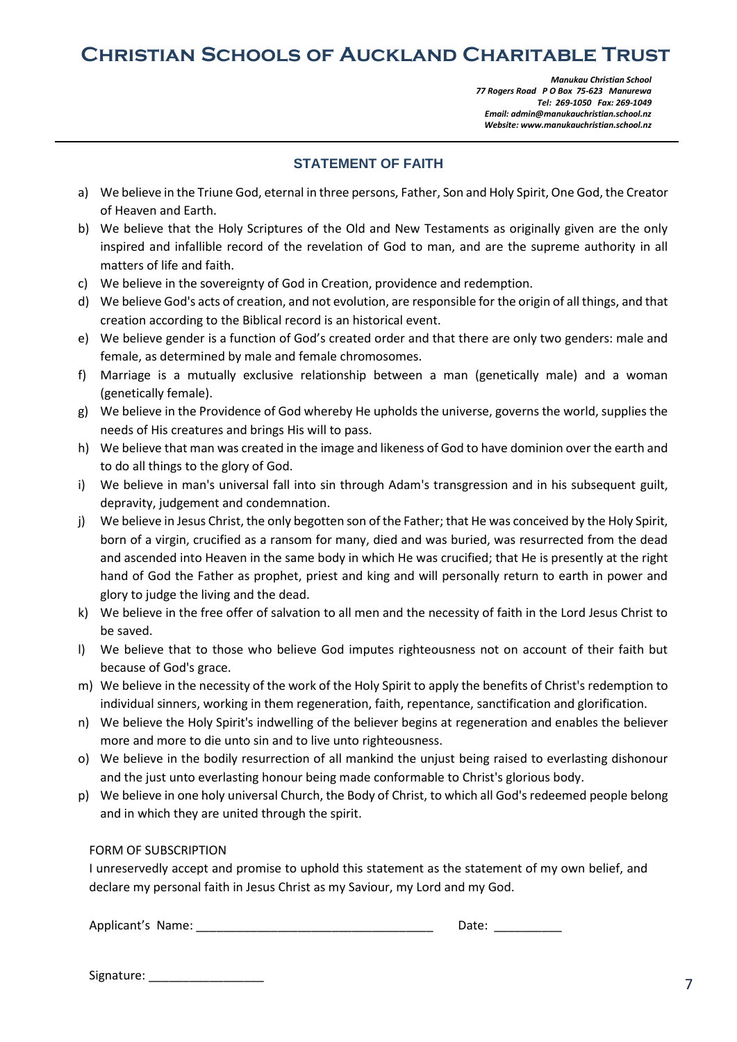# Christian Schools of Auckland Charitable Trust

*Manukau Christian School*
*77 Rogers Road P O Box 75-623 Manurewa*
*Tel: 269-1050 Fax: 269-1049*
*Email: admin@manukauchristian.school.nz*
*Website: www.manukauchristian.school.nz*

## STATEMENT OF FAITH

a) We believe in the Triune God, eternal in three persons, Father, Son and Holy Spirit, One God, the Creator of Heaven and Earth.

b) We believe that the Holy Scriptures of the Old and New Testaments as originally given are the only inspired and infallible record of the revelation of God to man, and are the supreme authority in all matters of life and faith.

c) We believe in the sovereignty of God in Creation, providence and redemption.

d) We believe God's acts of creation, and not evolution, are responsible for the origin of all things, and that creation according to the Biblical record is an historical event.

e) We believe gender is a function of God's created order and that there are only two genders: male and female, as determined by male and female chromosomes.

f) Marriage is a mutually exclusive relationship between a man (genetically male) and a woman (genetically female).

g) We believe in the Providence of God whereby He upholds the universe, governs the world, supplies the needs of His creatures and brings His will to pass.

h) We believe that man was created in the image and likeness of God to have dominion over the earth and to do all things to the glory of God.

i) We believe in man's universal fall into sin through Adam's transgression and in his subsequent guilt, depravity, judgement and condemnation.

j) We believe in Jesus Christ, the only begotten son of the Father; that He was conceived by the Holy Spirit, born of a virgin, crucified as a ransom for many, died and was buried, was resurrected from the dead and ascended into Heaven in the same body in which He was crucified; that He is presently at the right hand of God the Father as prophet, priest and king and will personally return to earth in power and glory to judge the living and the dead.

k) We believe in the free offer of salvation to all men and the necessity of faith in the Lord Jesus Christ to be saved.

l) We believe that to those who believe God imputes righteousness not on account of their faith but because of God's grace.

m) We believe in the necessity of the work of the Holy Spirit to apply the benefits of Christ's redemption to individual sinners, working in them regeneration, faith, repentance, sanctification and glorification.

n) We believe the Holy Spirit's indwelling of the believer begins at regeneration and enables the believer more and more to die unto sin and to live unto righteousness.

o) We believe in the bodily resurrection of all mankind the unjust being raised to everlasting dishonour and the just unto everlasting honour being made conformable to Christ's glorious body.

p) We believe in one holy universal Church, the Body of Christ, to which all God's redeemed people belong and in which they are united through the spirit.

FORM OF SUBSCRIPTION

I unreservedly accept and promise to uphold this statement as the statement of my own belief, and declare my personal faith in Jesus Christ as my Saviour, my Lord and my God.

Applicant's Name: ___________________________________ Date: __________

Signature: _________________